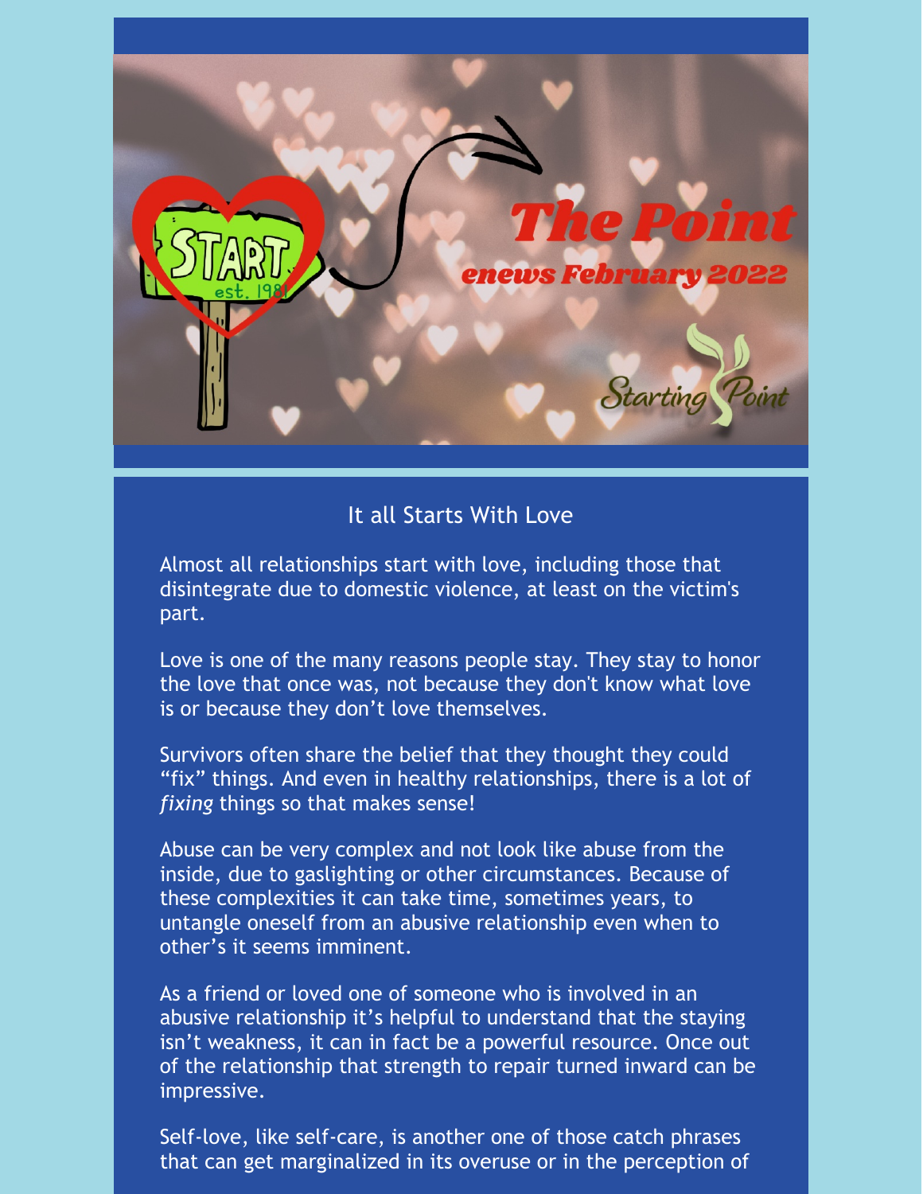# The Point

## enews February 2022

Starting Point

## It all Starts With Love

Almost all relationships start with love, including those that disintegrate due to domestic violence, at least on the victim's part.

Love is one of the many reasons people stay. They stay to honor the love that once was, not because they don't know what love is or because they don't love themselves.

Survivors often share the belief that they thought they could "fix" things. And even in healthy relationships, there is a lot of *fixing* things so that makes sense!

Abuse can be very complex and not look like abuse from the inside, due to gaslighting or other circumstances. Because of these complexities it can take time, sometimes years, to untangle oneself from an abusive relationship even when to other's it seems imminent.

As a friend or loved one of someone who is involved in an abusive relationship it's helpful to understand that the staying isn't weakness, it can in fact be a powerful resource. Once out of the relationship that strength to repair turned inward can be impressive.

Self-love, like self-care, is another one of those catch phrases that can get marginalized in its overuse or in the perception of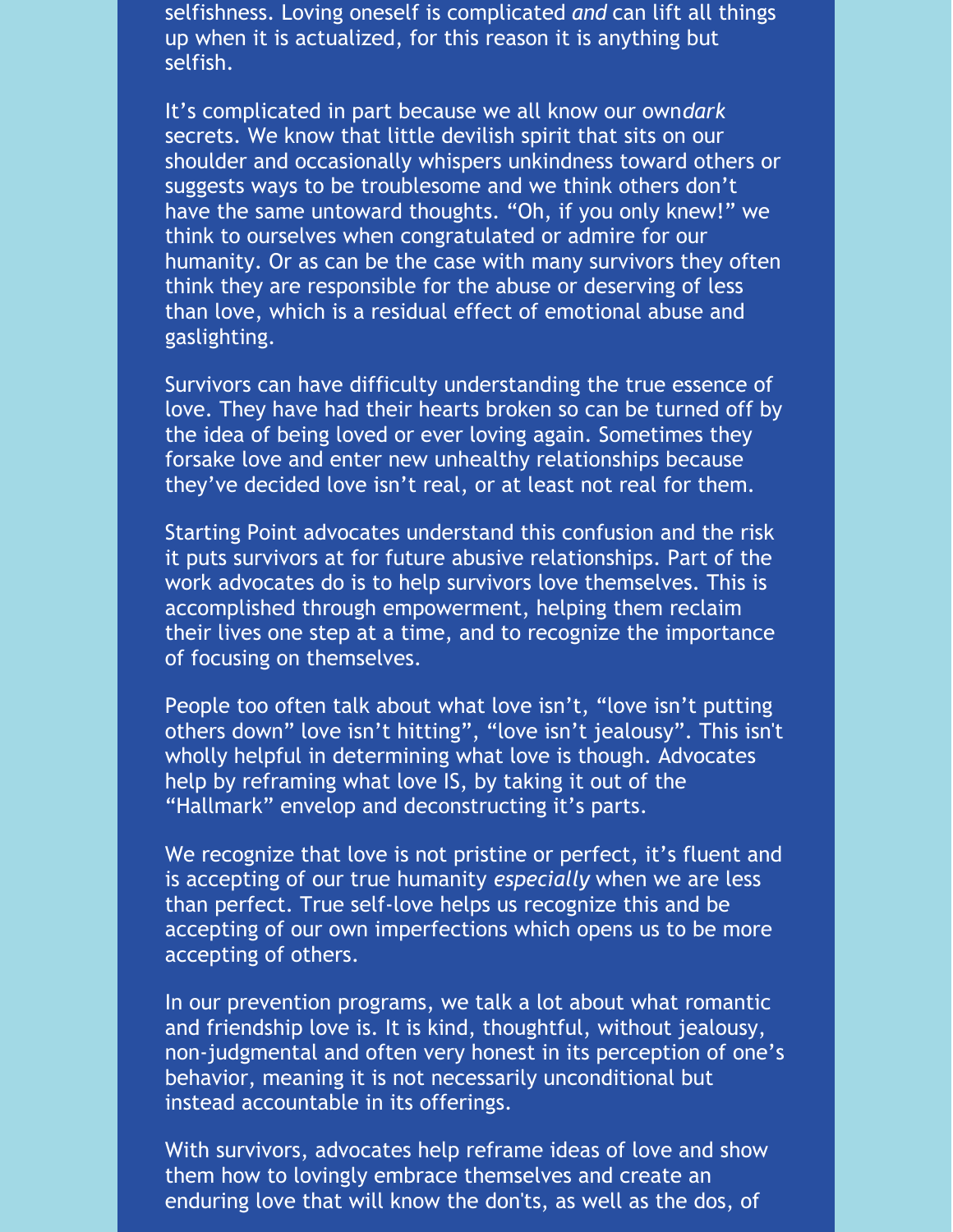selfishness. Loving oneself is complicated *and* can lift all things up when it is actualized, for this reason it is anything but selfish.

It's complicated in part because we all know our own*dark* secrets. We know that little devilish spirit that sits on our shoulder and occasionally whispers unkindness toward others or suggests ways to be troublesome and we think others don't have the same untoward thoughts. "Oh, if you only knew!" we think to ourselves when congratulated or admire for our humanity. Or as can be the case with many survivors they often think they are responsible for the abuse or deserving of less than love, which is a residual effect of emotional abuse and gaslighting.

Survivors can have difficulty understanding the true essence of love. They have had their hearts broken so can be turned off by the idea of being loved or ever loving again. Sometimes they forsake love and enter new unhealthy relationships because they've decided love isn't real, or at least not real for them.

Starting Point advocates understand this confusion and the risk it puts survivors at for future abusive relationships. Part of the work advocates do is to help survivors love themselves. This is accomplished through empowerment, helping them reclaim their lives one step at a time, and to recognize the importance of focusing on themselves.

People too often talk about what love isn't, "love isn't putting others down" love isn't hitting", "love isn't jealousy". This isn't wholly helpful in determining what love is though. Advocates help by reframing what love IS, by taking it out of the "Hallmark" envelop and deconstructing it's parts.

We recognize that love is not pristine or perfect, it's fluent and is accepting of our true humanity *especially* when we are less than perfect. True self-love helps us recognize this and be accepting of our own imperfections which opens us to be more accepting of others.

In our prevention programs, we talk a lot about what romantic and friendship love is. It is kind, thoughtful, without jealousy, non-judgmental and often very honest in its perception of one's behavior, meaning it is not necessarily unconditional but instead accountable in its offerings.

With survivors, advocates help reframe ideas of love and show them how to lovingly embrace themselves and create an enduring love that will know the don'ts, as well as the dos, of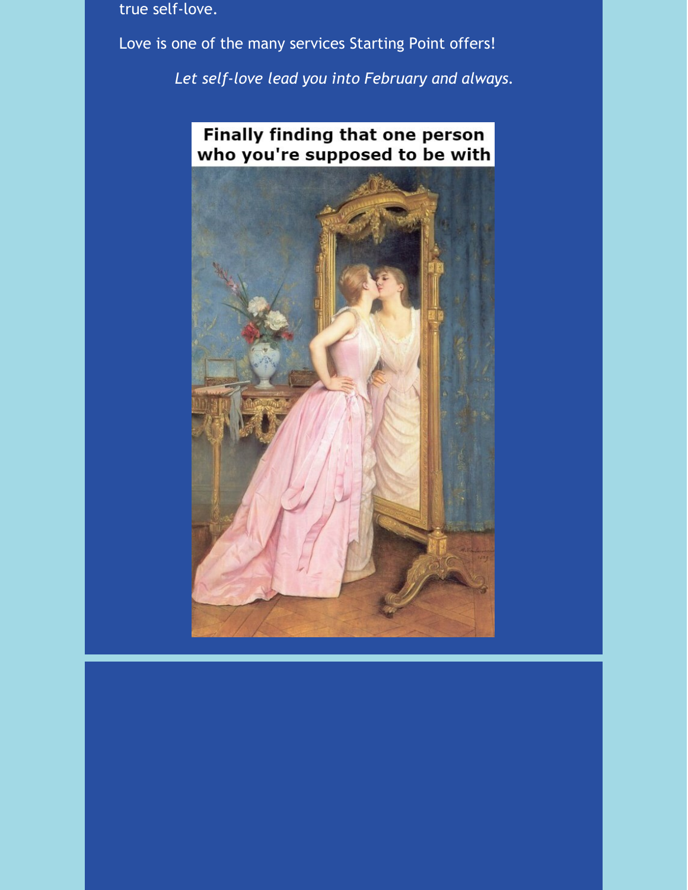true self-love.

Love is one of the many services Starting Point offers!

*Let self-love lead you into February and always.*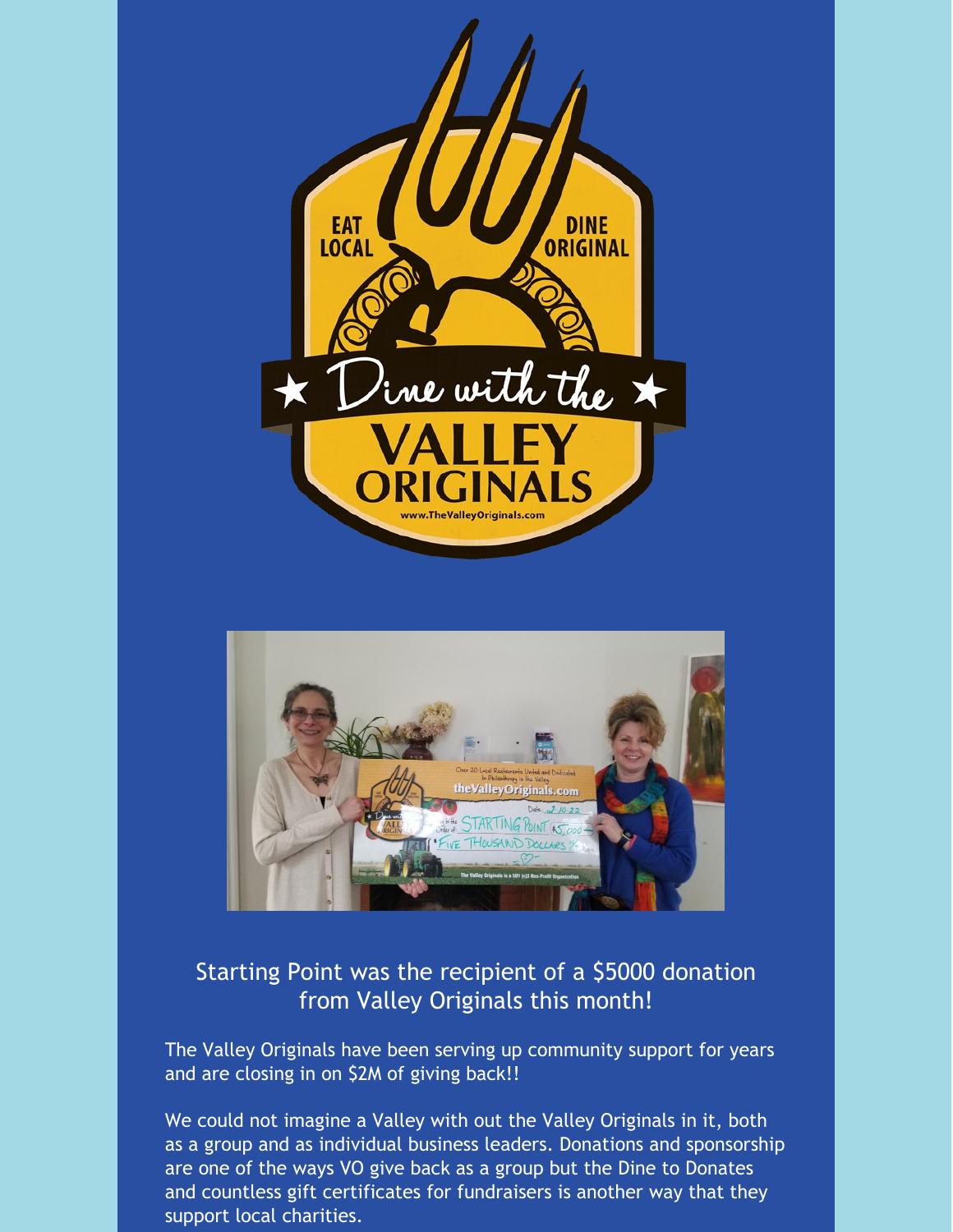Starting Point was the recipient of a $5000 donation from Valley Originals this month!

The Valley Originals have been serving up community support for years and are closing in on $2M of giving back!!

We could not imagine a Valley with out the Valley Originals in it, both as a group and as individual business leaders. Donations and sponsorship are one of the ways VO give back as a group but the Dine to Donates and countless gift certificates for fundraisers is another way that they support local charities.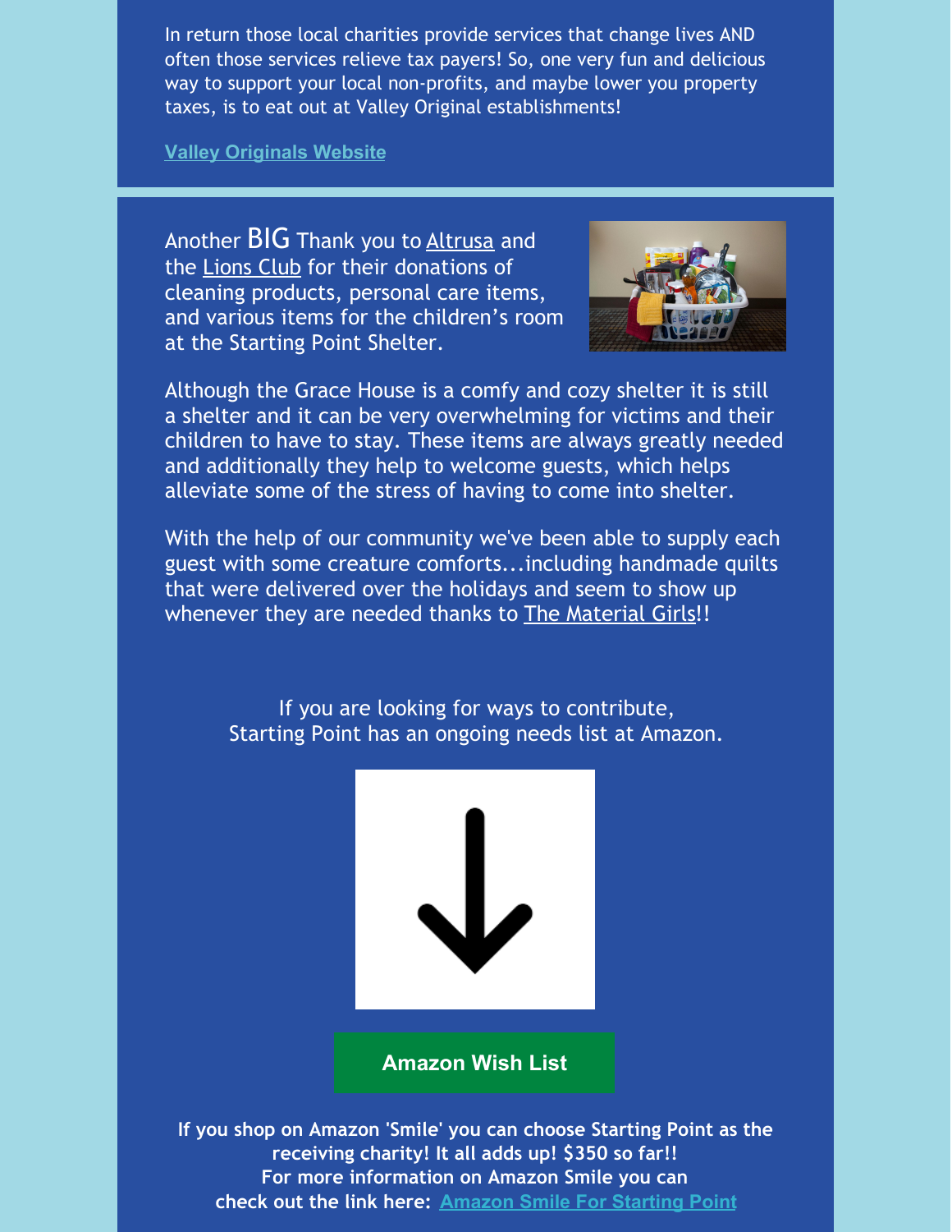In return those local charities provide services that change lives AND often those services relieve tax payers! So, one very fun and delicious way to support your local non-profits, and maybe lower you property taxes, is to eat out at Valley Original establishments!

**Valley Originals Website**

Another BIG Thank you to Altrusa and the Lions Club for their donations of cleaning products, personal care items, and various items for the children's room at the Starting Point Shelter.

Although the Grace House is a comfy and cozy shelter it is still a shelter and it can be very overwhelming for victims and their children to have to stay. These items are always greatly needed and additionally they help to welcome guests, which helps alleviate some of the stress of having to come into shelter.

With the help of our community we've been able to supply each guest with some creature comforts...including handmade quilts that were delivered over the holidays and seem to show up whenever they are needed thanks to The Material Girls!!

If you are looking for ways to contribute,
Starting Point has an ongoing needs list at Amazon.

**Amazon Wish List**

**If you shop on Amazon 'Smile' you can choose Starting Point as the receiving charity! It all adds up! $350 so far!!**
**For more information on Amazon Smile you can check out the link here: Amazon Smile For Starting Point**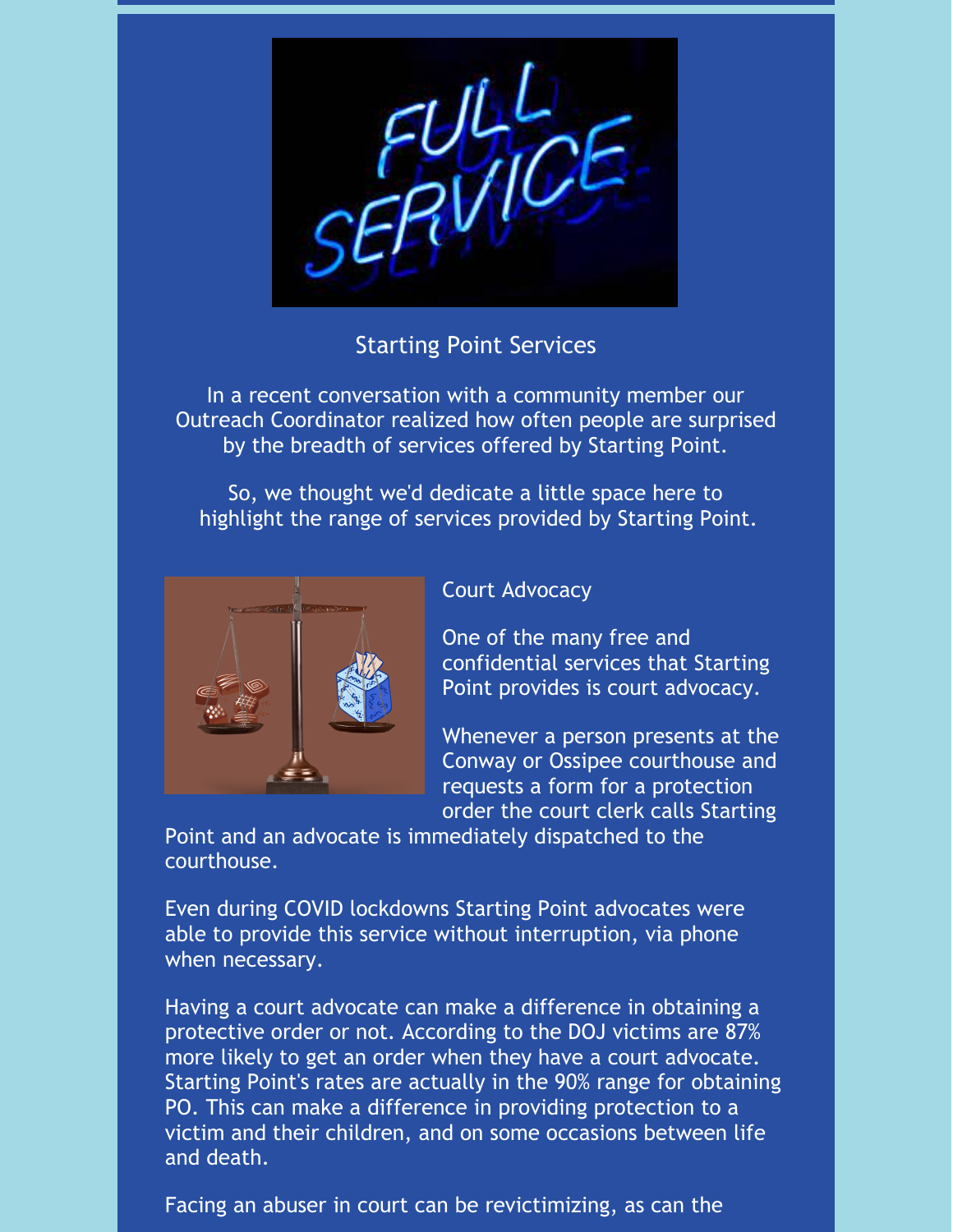## Starting Point Services

In a recent conversation with a community member our Outreach Coordinator realized how often people are surprised by the breadth of services offered by Starting Point.

So, we thought we'd dedicate a little space here to highlight the range of services provided by Starting Point.

### Court Advocacy

One of the many free and confidential services that Starting Point provides is court advocacy.

Whenever a person presents at the Conway or Ossipee courthouse and requests a form for a protection order the court clerk calls Starting Point and an advocate is immediately dispatched to the courthouse.

Even during COVID lockdowns Starting Point advocates were able to provide this service without interruption, via phone when necessary.

Having a court advocate can make a difference in obtaining a protective order or not. According to the DOJ victims are 87% more likely to get an order when they have a court advocate. Starting Point's rates are actually in the 90% range for obtaining PO. This can make a difference in providing protection to a victim and their children, and on some occasions between life and death.

Facing an abuser in court can be revictimizing, as can the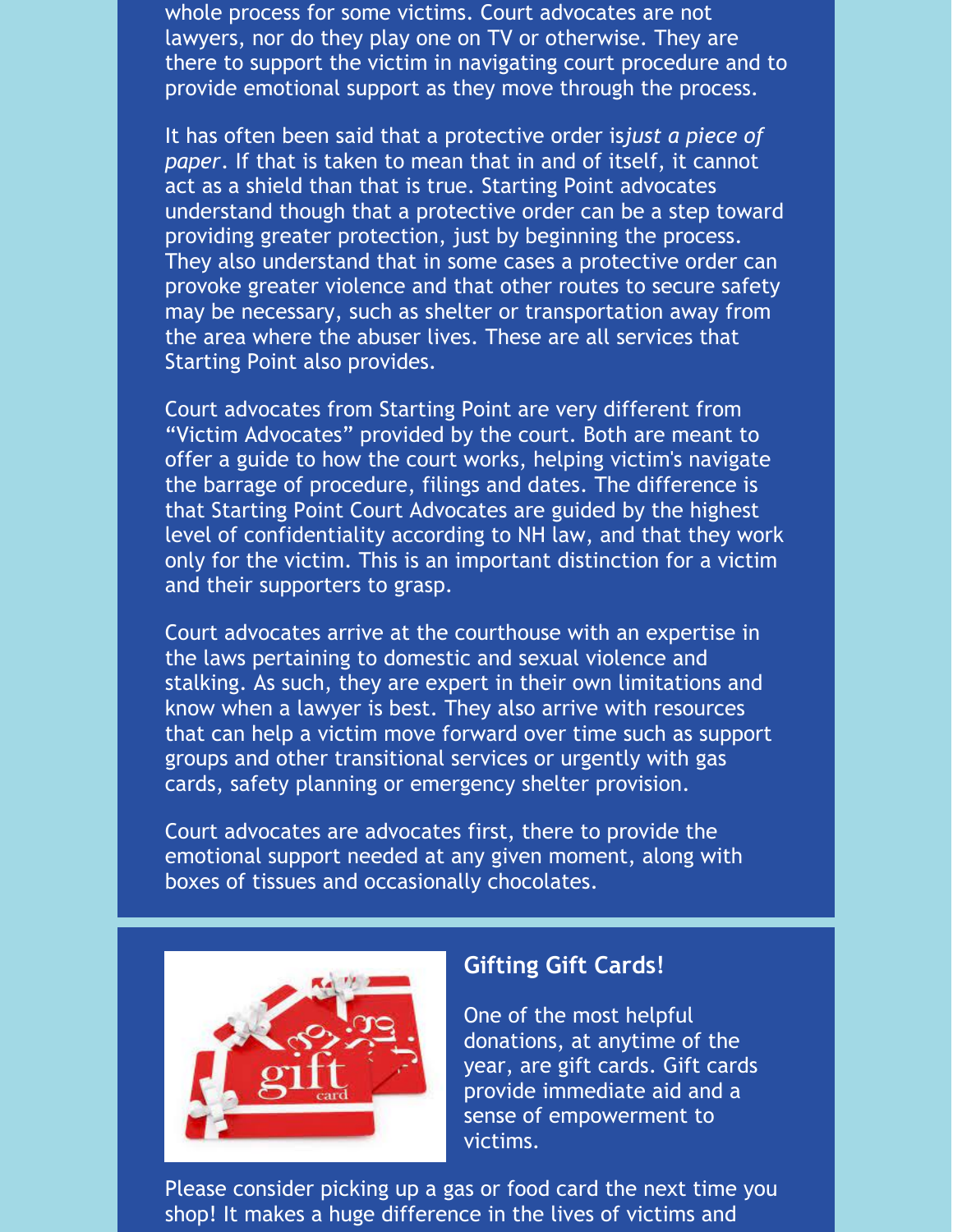whole process for some victims. Court advocates are not lawyers, nor do they play one on TV or otherwise. They are there to support the victim in navigating court procedure and to provide emotional support as they move through the process.

It has often been said that a protective order is*just a piece of paper*. If that is taken to mean that in and of itself, it cannot act as a shield than that is true. Starting Point advocates understand though that a protective order can be a step toward providing greater protection, just by beginning the process. They also understand that in some cases a protective order can provoke greater violence and that other routes to secure safety may be necessary, such as shelter or transportation away from the area where the abuser lives. These are all services that Starting Point also provides.

Court advocates from Starting Point are very different from "Victim Advocates" provided by the court. Both are meant to offer a guide to how the court works, helping victim's navigate the barrage of procedure, filings and dates. The difference is that Starting Point Court Advocates are guided by the highest level of confidentiality according to NH law, and that they work only for the victim. This is an important distinction for a victim and their supporters to grasp.

Court advocates arrive at the courthouse with an expertise in the laws pertaining to domestic and sexual violence and stalking. As such, they are expert in their own limitations and know when a lawyer is best. They also arrive with resources that can help a victim move forward over time such as support groups and other transitional services or urgently with gas cards, safety planning or emergency shelter provision.

Court advocates are advocates first, there to provide the emotional support needed at any given moment, along with boxes of tissues and occasionally chocolates.

## Gifting Gift Cards!

One of the most helpful donations, at anytime of the year, are gift cards. Gift cards provide immediate aid and a sense of empowerment to victims.

Please consider picking up a gas or food card the next time you shop! It makes a huge difference in the lives of victims and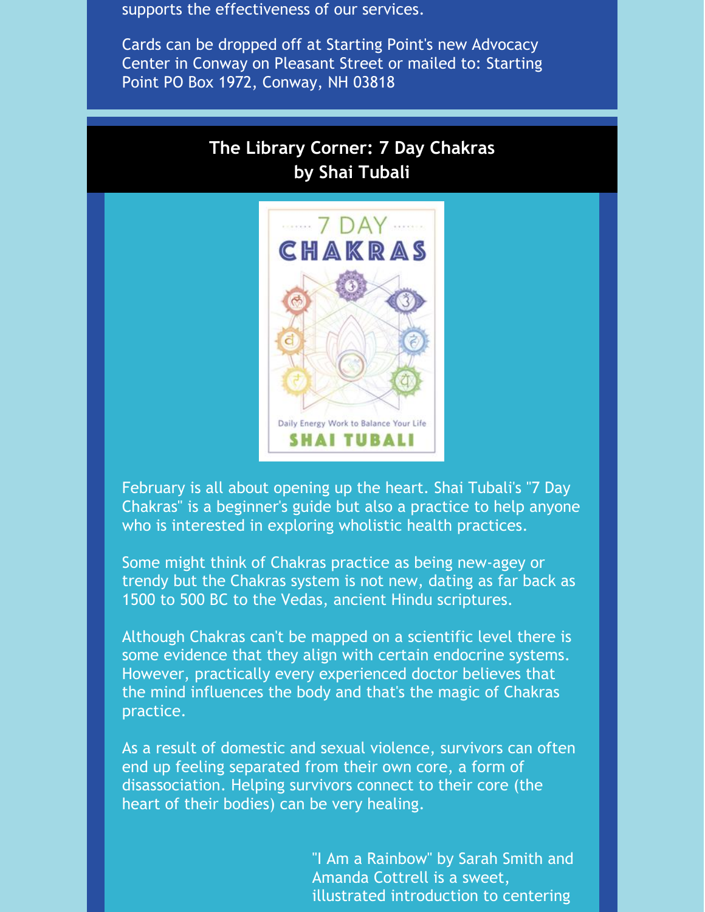supports the effectiveness of our services.

Cards can be dropped off at Starting Point's new Advocacy Center in Conway on Pleasant Street or mailed to: Starting Point PO Box 1972, Conway, NH 03818

## The Library Corner: 7 Day Chakras by Shai Tubali

February is all about opening up the heart. Shai Tubali's "7 Day Chakras" is a beginner's guide but also a practice to help anyone who is interested in exploring wholistic health practices.

Some might think of Chakras practice as being new-agey or trendy but the Chakras system is not new, dating as far back as 1500 to 500 BC to the Vedas, ancient Hindu scriptures.

Although Chakras can't be mapped on a scientific level there is some evidence that they align with certain endocrine systems. However, practically every experienced doctor believes that the mind influences the body and that's the magic of Chakras practice.

As a result of domestic and sexual violence, survivors can often end up feeling separated from their own core, a form of disassociation. Helping survivors connect to their core (the heart of their bodies) can be very healing.

"I Am a Rainbow" by Sarah Smith and Amanda Cottrell is a sweet, illustrated introduction to centering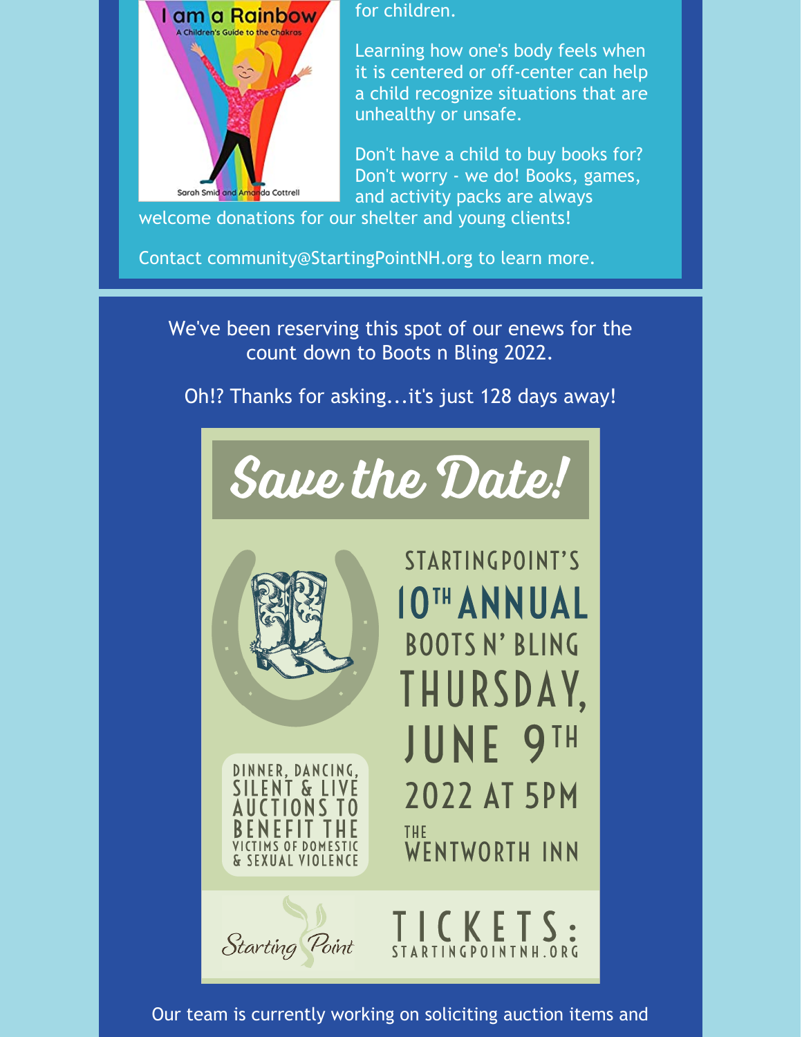I am a Rainbow

A Children's Guide to the Chakras

Sarah Smid and Amanda Cottrell

for children.

Learning how one's body feels when it is centered or off-center can help a child recognize situations that are unhealthy or unsafe.

Don't have a child to buy books for? Don't worry - we do! Books, games, and activity packs are always welcome donations for our shelter and young clients!

Contact community@StartingPointNH.org to learn more.

We've been reserving this spot of our enews for the count down to Boots n Bling 2022.

Oh!? Thanks for asking...it's just 128 days away!

# Save the Date!

STARTINGPOINT'S

10TH ANNUAL

BOOTS N' BLING

THURSDAY, JUNE 9TH 2022 AT 5PM

THE WENTWORTH INN

DINNER, DANCING, SILENT & LIVE AUCTIONS TO BENEFIT THE VICTIMS OF DOMESTIC & SEXUAL VIOLENCE

Starting Point

TICKETS: STARTINGPOINTNH.ORG

Our team is currently working on soliciting auction items and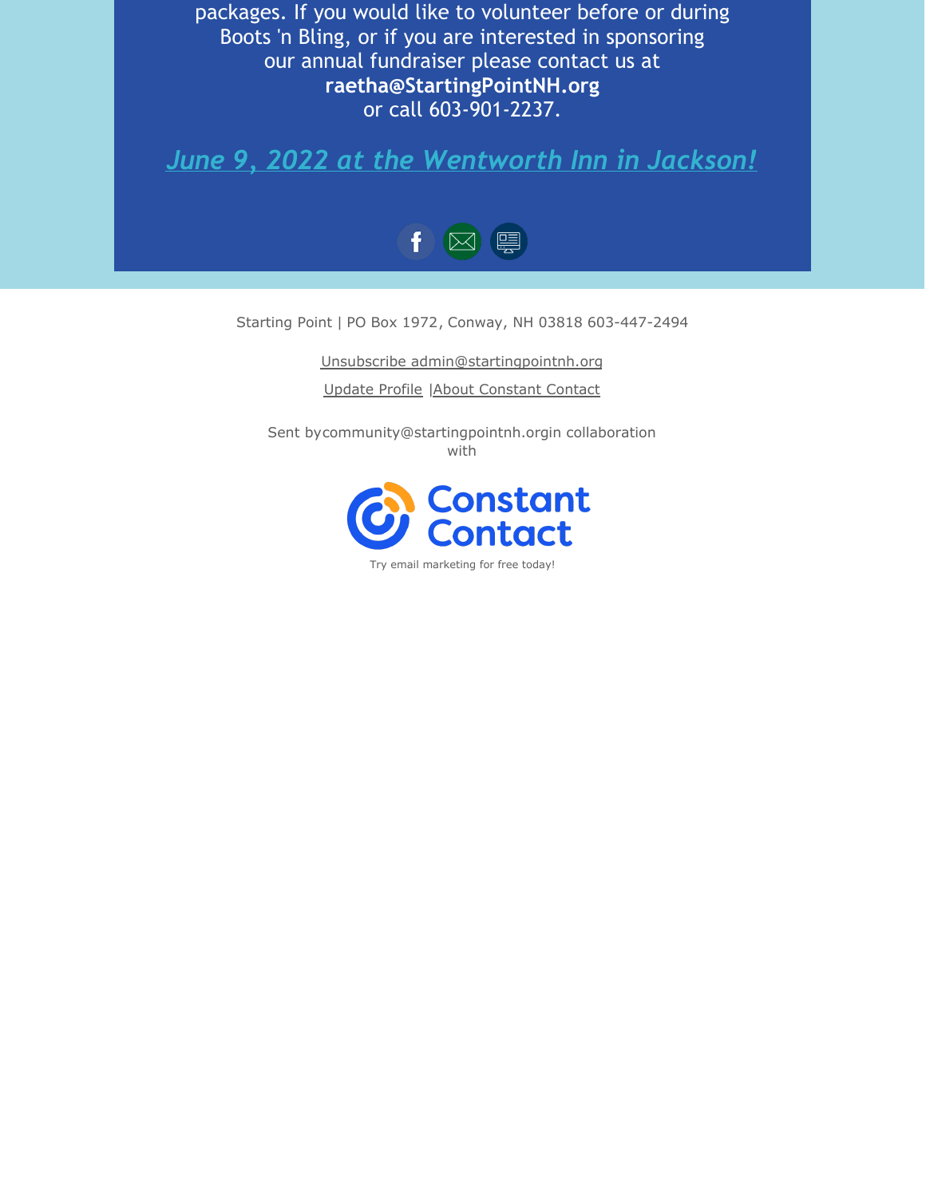packages. If you would like to volunteer before or during Boots 'n Bling, or if you are interested in sponsoring our annual fundraiser please contact us at
**raetha@StartingPointNH.org**
or call 603-901-2237.

***June 9, 2022 at the Wentworth Inn in Jackson!***

Starting Point | PO Box 1972, Conway, NH 03818 603-447-2494

Unsubscribe admin@startingpointnh.org

Update Profile |About Constant Contact

Sent bycommunity@startingpointnh.orgin collaboration with

Constant Contact

Try email marketing for free today!